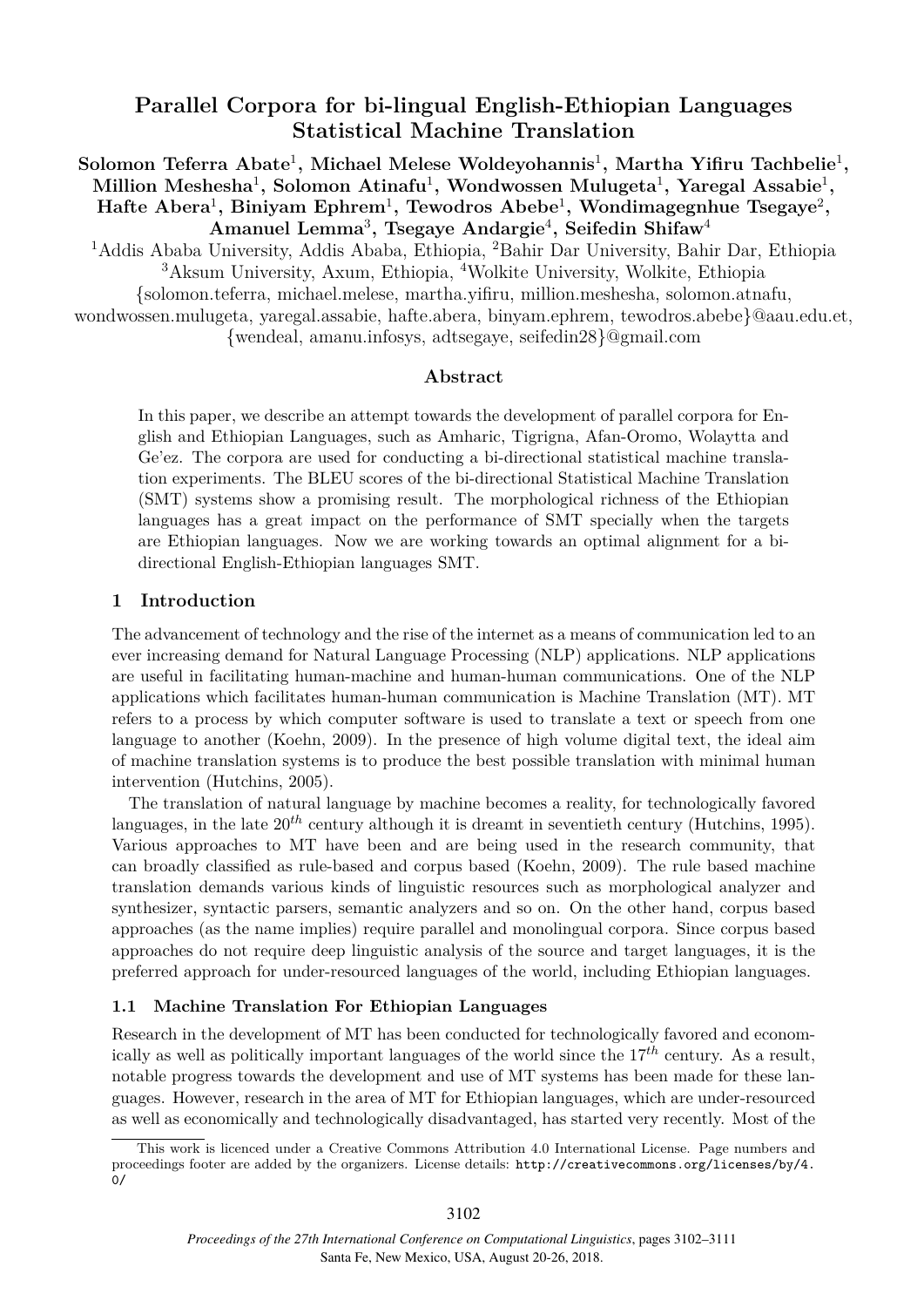# Parallel Corpora for bi-lingual English-Ethiopian Languages Statistical Machine Translation

**Solomon Teferra Abate[1], Michael Melese Woldeyohannis[1], Martha Yifiru Tachbelie[1], Million Meshesha[1], Solomon Atinafu[1], Wondwossen Mulugeta[1], Yaregal Assabie[1], Hafte Abera[1], Biniyam Ephrem[1], Tewodros Abebe[1], Wondimagegnhue Tsegaye[2], Amanuel Lemma[3], Tsegaye Andargie[4], Seifedin Shifaw[4]**

[1]Addis Ababa University, Addis Ababa, Ethiopia, [2]Bahir Dar University, Bahir Dar, Ethiopia
[3]Aksum University, Axum, Ethiopia, [4]Wolkite University, Wolkite, Ethiopia
{solomon.teferra, michael.melese, martha.yifiru, million.meshesha, solomon.atnafu, wondwossen.mulugeta, yaregal.assabie, hafte.abera, binyam.ephrem, tewodros.abebe}@aau.edu.et, {wendeal, amanu.infosys, adtsegaye, seifedin28}@gmail.com

## Abstract

In this paper, we describe an attempt towards the development of parallel corpora for English and Ethiopian Languages, such as Amharic, Tigrigna, Afan-Oromo, Wolaytta and Ge'ez. The corpora are used for conducting a bi-directional statistical machine translation experiments. The BLEU scores of the bi-directional Statistical Machine Translation (SMT) systems show a promising result. The morphological richness of the Ethiopian languages has a great impact on the performance of SMT specially when the targets are Ethiopian languages. Now we are working towards an optimal alignment for a bi-directional English-Ethiopian languages SMT.

## 1 Introduction

The advancement of technology and the rise of the internet as a means of communication led to an ever increasing demand for Natural Language Processing (NLP) applications. NLP applications are useful in facilitating human-machine and human-human communications. One of the NLP applications which facilitates human-human communication is Machine Translation (MT). MT refers to a process by which computer software is used to translate a text or speech from one language to another (Koehn, 2009). In the presence of high volume digital text, the ideal aim of machine translation systems is to produce the best possible translation with minimal human intervention (Hutchins, 2005).

The translation of natural language by machine becomes a reality, for technologically favored languages, in the late $20^{th}$ century although it is dreamt in seventieth century (Hutchins, 1995). Various approaches to MT have been and are being used in the research community, that can broadly classified as rule-based and corpus based (Koehn, 2009). The rule based machine translation demands various kinds of linguistic resources such as morphological analyzer and synthesizer, syntactic parsers, semantic analyzers and so on. On the other hand, corpus based approaches (as the name implies) require parallel and monolingual corpora. Since corpus based approaches do not require deep linguistic analysis of the source and target languages, it is the preferred approach for under-resourced languages of the world, including Ethiopian languages.

### 1.1 Machine Translation For Ethiopian Languages

Research in the development of MT has been conducted for technologically favored and economically as well as politically important languages of the world since the $17^{th}$ century. As a result, notable progress towards the development and use of MT systems has been made for these languages. However, research in the area of MT for Ethiopian languages, which are under-resourced as well as economically and technologically disadvantaged, has started very recently. Most of the

This work is licenced under a Creative Commons Attribution 4.0 International License. Page numbers and proceedings footer are added by the organizers. License details: http://creativecommons.org/licenses/by/4.0/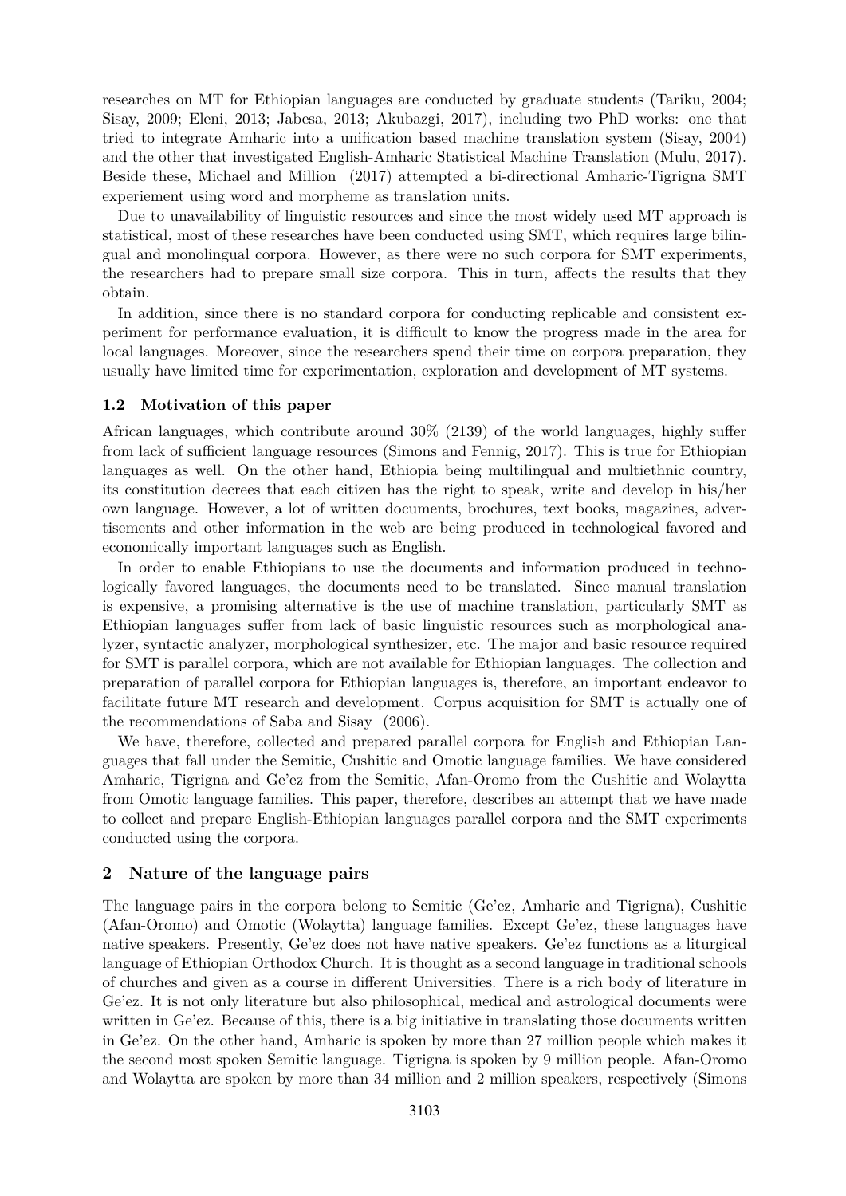researches on MT for Ethiopian languages are conducted by graduate students (Tariku, 2004; Sisay, 2009; Eleni, 2013; Jabesa, 2013; Akubazgi, 2017), including two PhD works: one that tried to integrate Amharic into a unification based machine translation system (Sisay, 2004) and the other that investigated English-Amharic Statistical Machine Translation (Mulu, 2017). Beside these, Michael and Million (2017) attempted a bi-directional Amharic-Tigrigna SMT experiement using word and morpheme as translation units.

Due to unavailability of linguistic resources and since the most widely used MT approach is statistical, most of these researches have been conducted using SMT, which requires large bilingual and monolingual corpora. However, as there were no such corpora for SMT experiments, the researchers had to prepare small size corpora. This in turn, affects the results that they obtain.

In addition, since there is no standard corpora for conducting replicable and consistent experiment for performance evaluation, it is difficult to know the progress made in the area for local languages. Moreover, since the researchers spend their time on corpora preparation, they usually have limited time for experimentation, exploration and development of MT systems.

### 1.2 Motivation of this paper

African languages, which contribute around 30% (2139) of the world languages, highly suffer from lack of sufficient language resources (Simons and Fennig, 2017). This is true for Ethiopian languages as well. On the other hand, Ethiopia being multilingual and multiethnic country, its constitution decrees that each citizen has the right to speak, write and develop in his/her own language. However, a lot of written documents, brochures, text books, magazines, advertisements and other information in the web are being produced in technological favored and economically important languages such as English.

In order to enable Ethiopians to use the documents and information produced in technologically favored languages, the documents need to be translated. Since manual translation is expensive, a promising alternative is the use of machine translation, particularly SMT as Ethiopian languages suffer from lack of basic linguistic resources such as morphological analyzer, syntactic analyzer, morphological synthesizer, etc. The major and basic resource required for SMT is parallel corpora, which are not available for Ethiopian languages. The collection and preparation of parallel corpora for Ethiopian languages is, therefore, an important endeavor to facilitate future MT research and development. Corpus acquisition for SMT is actually one of the recommendations of Saba and Sisay (2006).

We have, therefore, collected and prepared parallel corpora for English and Ethiopian Languages that fall under the Semitic, Cushitic and Omotic language families. We have considered Amharic, Tigrigna and Ge'ez from the Semitic, Afan-Oromo from the Cushitic and Wolaytta from Omotic language families. This paper, therefore, describes an attempt that we have made to collect and prepare English-Ethiopian languages parallel corpora and the SMT experiments conducted using the corpora.

## 2 Nature of the language pairs

The language pairs in the corpora belong to Semitic (Ge'ez, Amharic and Tigrigna), Cushitic (Afan-Oromo) and Omotic (Wolaytta) language families. Except Ge'ez, these languages have native speakers. Presently, Ge'ez does not have native speakers. Ge'ez functions as a liturgical language of Ethiopian Orthodox Church. It is thought as a second language in traditional schools of churches and given as a course in different Universities. There is a rich body of literature in Ge'ez. It is not only literature but also philosophical, medical and astrological documents were written in Ge'ez. Because of this, there is a big initiative in translating those documents written in Ge'ez. On the other hand, Amharic is spoken by more than 27 million people which makes it the second most spoken Semitic language. Tigrigna is spoken by 9 million people. Afan-Oromo and Wolaytta are spoken by more than 34 million and 2 million speakers, respectively (Simons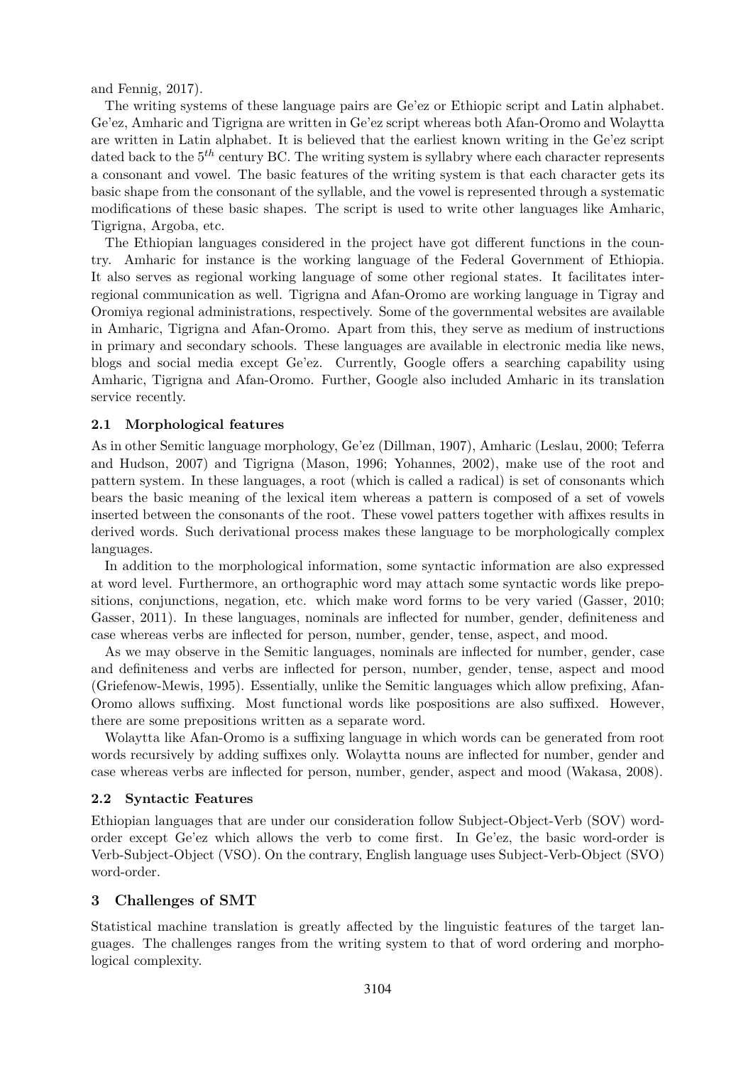and Fennig, 2017).

The writing systems of these language pairs are Ge'ez or Ethiopic script and Latin alphabet. Ge'ez, Amharic and Tigrigna are written in Ge'ez script whereas both Afan-Oromo and Wolaytta are written in Latin alphabet. It is believed that the earliest known writing in the Ge'ez script dated back to the $5^{th}$ century BC. The writing system is syllabry where each character represents a consonant and vowel. The basic features of the writing system is that each character gets its basic shape from the consonant of the syllable, and the vowel is represented through a systematic modifications of these basic shapes. The script is used to write other languages like Amharic, Tigrigna, Argoba, etc.

The Ethiopian languages considered in the project have got different functions in the country. Amharic for instance is the working language of the Federal Government of Ethiopia. It also serves as regional working language of some other regional states. It facilitates inter-regional communication as well. Tigrigna and Afan-Oromo are working language in Tigray and Oromiya regional administrations, respectively. Some of the governmental websites are available in Amharic, Tigrigna and Afan-Oromo. Apart from this, they serve as medium of instructions in primary and secondary schools. These languages are available in electronic media like news, blogs and social media except Ge'ez. Currently, Google offers a searching capability using Amharic, Tigrigna and Afan-Oromo. Further, Google also included Amharic in its translation service recently.

### 2.1 Morphological features

As in other Semitic language morphology, Ge'ez (Dillman, 1907), Amharic (Leslau, 2000; Teferra and Hudson, 2007) and Tigrigna (Mason, 1996; Yohannes, 2002), make use of the root and pattern system. In these languages, a root (which is called a radical) is set of consonants which bears the basic meaning of the lexical item whereas a pattern is composed of a set of vowels inserted between the consonants of the root. These vowel patters together with affixes results in derived words. Such derivational process makes these language to be morphologically complex languages.

In addition to the morphological information, some syntactic information are also expressed at word level. Furthermore, an orthographic word may attach some syntactic words like prepositions, conjunctions, negation, etc. which make word forms to be very varied (Gasser, 2010; Gasser, 2011). In these languages, nominals are inflected for number, gender, definiteness and case whereas verbs are inflected for person, number, gender, tense, aspect, and mood.

As we may observe in the Semitic languages, nominals are inflected for number, gender, case and definiteness and verbs are inflected for person, number, gender, tense, aspect and mood (Griefenow-Mewis, 1995). Essentially, unlike the Semitic languages which allow prefixing, Afan-Oromo allows suffixing. Most functional words like pospositions are also suffixed. However, there are some prepositions written as a separate word.

Wolaytta like Afan-Oromo is a suffixing language in which words can be generated from root words recursively by adding suffixes only. Wolaytta nouns are inflected for number, gender and case whereas verbs are inflected for person, number, gender, aspect and mood (Wakasa, 2008).

### 2.2 Syntactic Features

Ethiopian languages that are under our consideration follow Subject-Object-Verb (SOV) word-order except Ge'ez which allows the verb to come first. In Ge'ez, the basic word-order is Verb-Subject-Object (VSO). On the contrary, English language uses Subject-Verb-Object (SVO) word-order.

## 3 Challenges of SMT

Statistical machine translation is greatly affected by the linguistic features of the target languages. The challenges ranges from the writing system to that of word ordering and morphological complexity.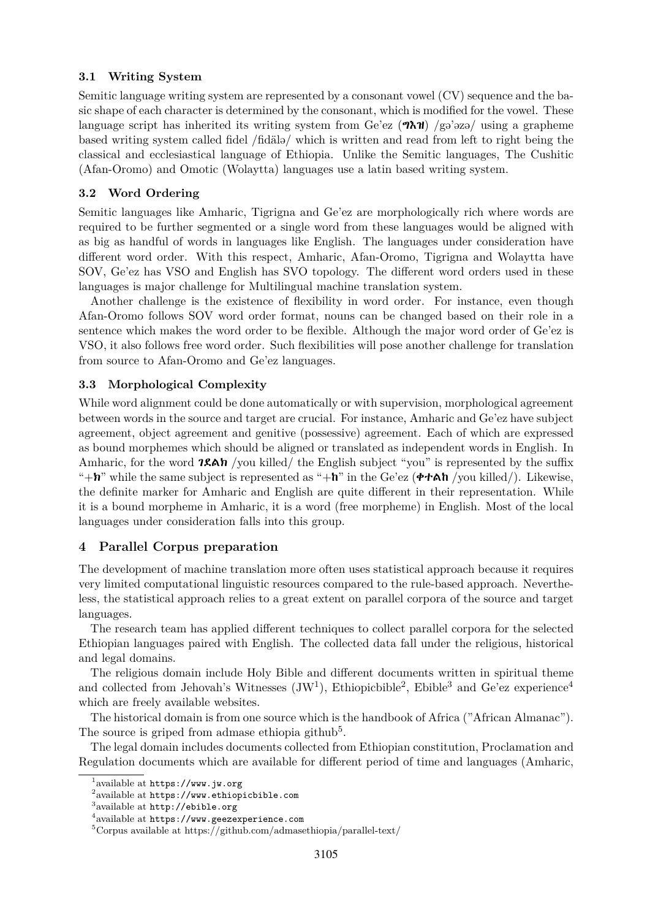### 3.1 Writing System

Semitic language writing system are represented by a consonant vowel (CV) sequence and the basic shape of each character is determined by the consonant, which is modified for the vowel. These language script has inherited its writing system from Ge'ez (**ግእዝ**) /gə'əzə/ using a grapheme based writing system called fidel /fidälə/ which is written and read from left to right being the classical and ecclesiastical language of Ethiopia. Unlike the Semitic languages, The Cushitic (Afan-Oromo) and Omotic (Wolaytta) languages use a latin based writing system.

### 3.2 Word Ordering

Semitic languages like Amharic, Tigrigna and Ge'ez are morphologically rich where words are required to be further segmented or a single word from these languages would be aligned with as big as handful of words in languages like English. The languages under consideration have different word order. With this respect, Amharic, Afan-Oromo, Tigrigna and Wolaytta have SOV, Ge'ez has VSO and English has SVO topology. The different word orders used in these languages is major challenge for Multilingual machine translation system.

Another challenge is the existence of flexibility in word order. For instance, even though Afan-Oromo follows SOV word order format, nouns can be changed based on their role in a sentence which makes the word order to be flexible. Although the major word order of Ge'ez is VSO, it also follows free word order. Such flexibilities will pose another challenge for translation from source to Afan-Oromo and Ge'ez languages.

### 3.3 Morphological Complexity

While word alignment could be done automatically or with supervision, morphological agreement between words in the source and target are crucial. For instance, Amharic and Ge'ez have subject agreement, object agreement and genitive (possessive) agreement. Each of which are expressed as bound morphemes which should be aligned or translated as independent words in English. In Amharic, for the word **ገደልክ** /you killed/ the English subject "you" is represented by the suffix "+**ክ**" while the same subject is represented as "+**ከ**" in the Ge'ez (**ቀተልከ** /you killed/). Likewise, the definite marker for Amharic and English are quite different in their representation. While it is a bound morpheme in Amharic, it is a word (free morpheme) in English. Most of the local languages under consideration falls into this group.

## 4 Parallel Corpus preparation

The development of machine translation more often uses statistical approach because it requires very limited computational linguistic resources compared to the rule-based approach. Nevertheless, the statistical approach relies to a great extent on parallel corpora of the source and target languages.

The research team has applied different techniques to collect parallel corpora for the selected Ethiopian languages paired with English. The collected data fall under the religious, historical and legal domains.

The religious domain include Holy Bible and different documents written in spiritual theme and collected from Jehovah's Witnesses (JW[1]), Ethiopicbible[2], Ebible[3] and Ge'ez experience[4] which are freely available websites.

The historical domain is from one source which is the handbook of Africa ("African Almanac"). The source is griped from admase ethiopia github[5].

The legal domain includes documents collected from Ethiopian constitution, Proclamation and Regulation documents which are available for different period of time and languages (Amharic,

---

[1] available at https://www.jw.org

[2] available at https://www.ethiopicbible.com

[3] available at http://ebible.org

[4] available at https://www.geezexperience.com

[5] Corpus available at https://github.com/admasethiopia/parallel-text/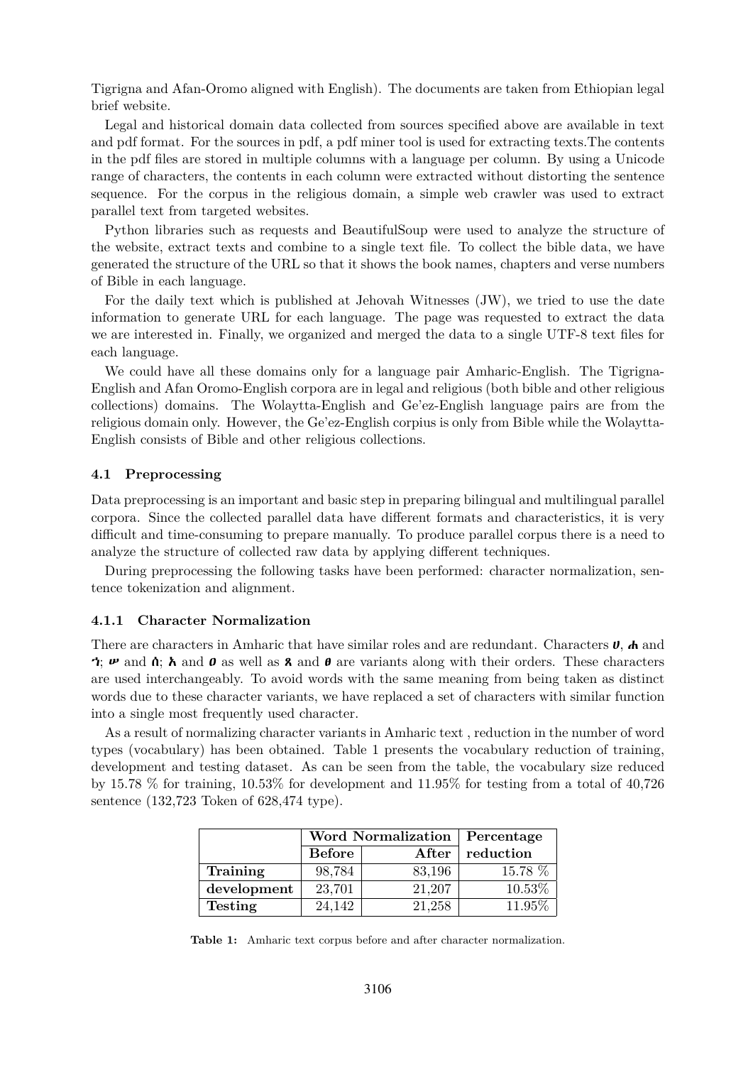Tigrigna and Afan-Oromo aligned with English). The documents are taken from Ethiopian legal brief website.

Legal and historical domain data collected from sources specified above are available in text and pdf format. For the sources in pdf, a pdf miner tool is used for extracting texts.The contents in the pdf files are stored in multiple columns with a language per column. By using a Unicode range of characters, the contents in each column were extracted without distorting the sentence sequence. For the corpus in the religious domain, a simple web crawler was used to extract parallel text from targeted websites.

Python libraries such as requests and BeautifulSoup were used to analyze the structure of the website, extract texts and combine to a single text file. To collect the bible data, we have generated the structure of the URL so that it shows the book names, chapters and verse numbers of Bible in each language.

For the daily text which is published at Jehovah Witnesses (JW), we tried to use the date information to generate URL for each language. The page was requested to extract the data we are interested in. Finally, we organized and merged the data to a single UTF-8 text files for each language.

We could have all these domains only for a language pair Amharic-English. The Tigrigna-English and Afan Oromo-English corpora are in legal and religious (both bible and other religious collections) domains. The Wolaytta-English and Ge'ez-English language pairs are from the religious domain only. However, the Ge'ez-English corpius is only from Bible while the Wolaytta-English consists of Bible and other religious collections.

### 4.1 Preprocessing

Data preprocessing is an important and basic step in preparing bilingual and multilingual parallel corpora. Since the collected parallel data have different formats and characteristics, it is very difficult and time-consuming to prepare manually. To produce parallel corpus there is a need to analyze the structure of collected raw data by applying different techniques.

During preprocessing the following tasks have been performed: character normalization, sentence tokenization and alignment.

#### 4.1.1 Character Normalization

There are characters in Amharic that have similar roles and are redundant. Characters **ሀ**, **ሐ** and **ኀ**; **ሠ** and **ሰ**; **አ** and **ዐ** as well as **ጸ** and **ፀ** are variants along with their orders. These characters are used interchangeably. To avoid words with the same meaning from being taken as distinct words due to these character variants, we have replaced a set of characters with similar function into a single most frequently used character.

As a result of normalizing character variants in Amharic text , reduction in the number of word types (vocabulary) has been obtained. Table 1 presents the vocabulary reduction of training, development and testing dataset. As can be seen from the table, the vocabulary size reduced by 15.78 % for training, 10.53% for development and 11.95% for testing from a total of 40,726 sentence (132,723 Token of 628,474 type).

| | Word Normalization | | Percentage |
|---|---|---|---|
| | **Before** | **After** | **reduction** |
| **Training** | 98,784 | 83,196 | 15.78 % |
| **development** | 23,701 | 21,207 | 10.53% |
| **Testing** | 24,142 | 21,258 | 11.95% |

**Table 1:** Amharic text corpus before and after character normalization.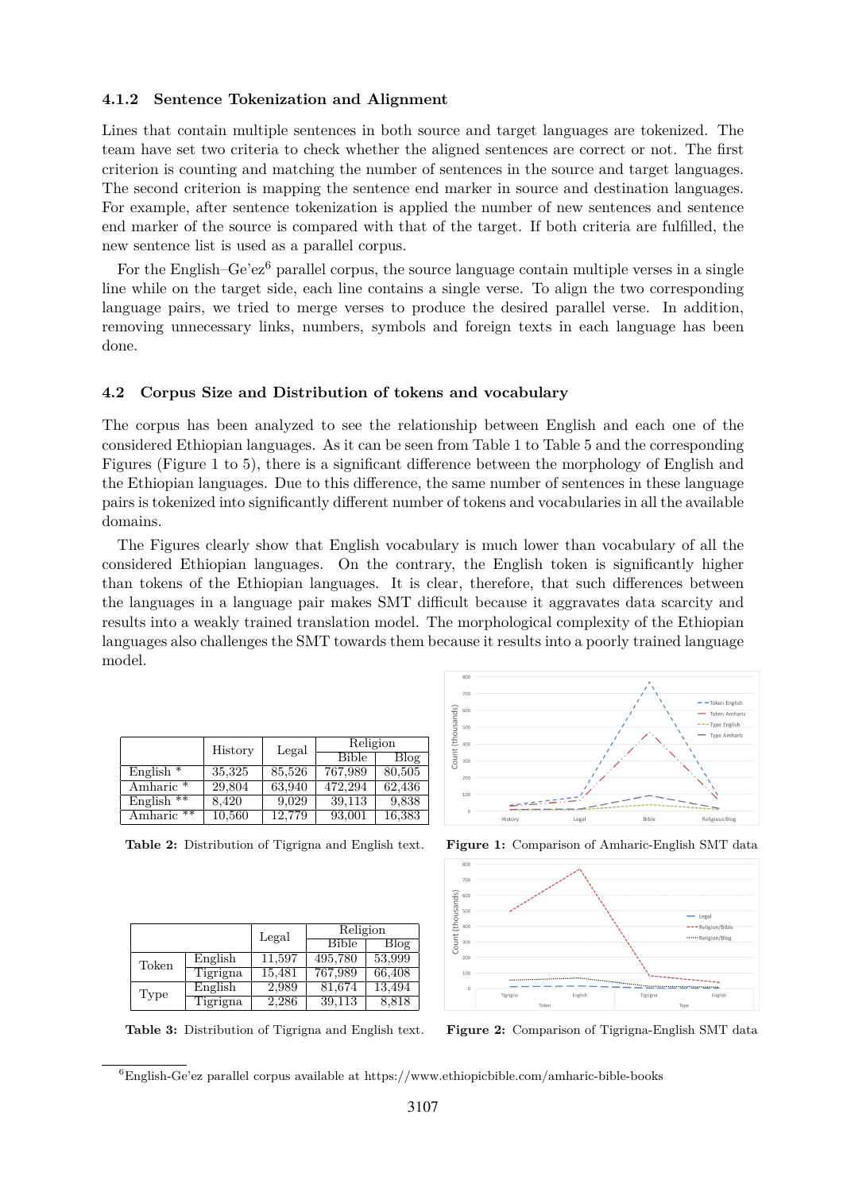#### 4.1.2 Sentence Tokenization and Alignment

Lines that contain multiple sentences in both source and target languages are tokenized. The team have set two criteria to check whether the aligned sentences are correct or not. The first criterion is counting and matching the number of sentences in the source and target languages. The second criterion is mapping the sentence end marker in source and destination languages. For example, after sentence tokenization is applied the number of new sentences and sentence end marker of the source is compared with that of the target. If both criteria are fulfilled, the new sentence list is used as a parallel corpus.

For the English–Ge'ez[6] parallel corpus, the source language contain multiple verses in a single line while on the target side, each line contains a single verse. To align the two corresponding language pairs, we tried to merge verses to produce the desired parallel verse. In addition, removing unnecessary links, numbers, symbols and foreign texts in each language has been done.

### 4.2 Corpus Size and Distribution of tokens and vocabulary

The corpus has been analyzed to see the relationship between English and each one of the considered Ethiopian languages. As it can be seen from Table 1 to Table 5 and the corresponding Figures (Figure 1 to 5), there is a significant difference between the morphology of English and the Ethiopian languages. Due to this difference, the same number of sentences in these language pairs is tokenized into significantly different number of tokens and vocabularies in all the available domains.

The Figures clearly show that English vocabulary is much lower than vocabulary of all the considered Ethiopian languages. On the contrary, the English token is significantly higher than tokens of the Ethiopian languages. It is clear, therefore, that such differences between the languages in a language pair makes SMT difficult because it aggravates data scarcity and results into a weakly trained translation model. The morphological complexity of the Ethiopian languages also challenges the SMT towards them because it results into a poorly trained language model.

| | History | Legal | Religion | |
|---|---|---|---|---|
| | | | Bible | Blog |
| English * | 35,325 | 85,526 | 767,989 | 80,505 |
| Amharic * | 29,804 | 63,940 | 472,294 | 62,436 |
| English ** | 8,420 | 9,029 | 39,113 | 9,838 |
| Amharic ** | 10,560 | 12,779 | 93,001 | 16,383 |

**Table 2:** Distribution of Tigrigna and English text.

**Figure 1:** Comparison of Amharic-English SMT data

| | | Legal | Religion | |
|---|---|---|---|---|
| | | | Bible | Blog |
| Token | English | 11,597 | 495,780 | 53,999 |
| | Tigrigna | 15,481 | 767,989 | 66,408 |
| Type | English | 2,989 | 81,674 | 13,494 |
| | Tigrigna | 2,286 | 39,113 | 8,818 |

**Table 3:** Distribution of Tigrigna and English text.

**Figure 2:** Comparison of Tigrigna-English SMT data

[6] English-Ge'ez parallel corpus available at https://www.ethiopicbible.com/amharic-bible-books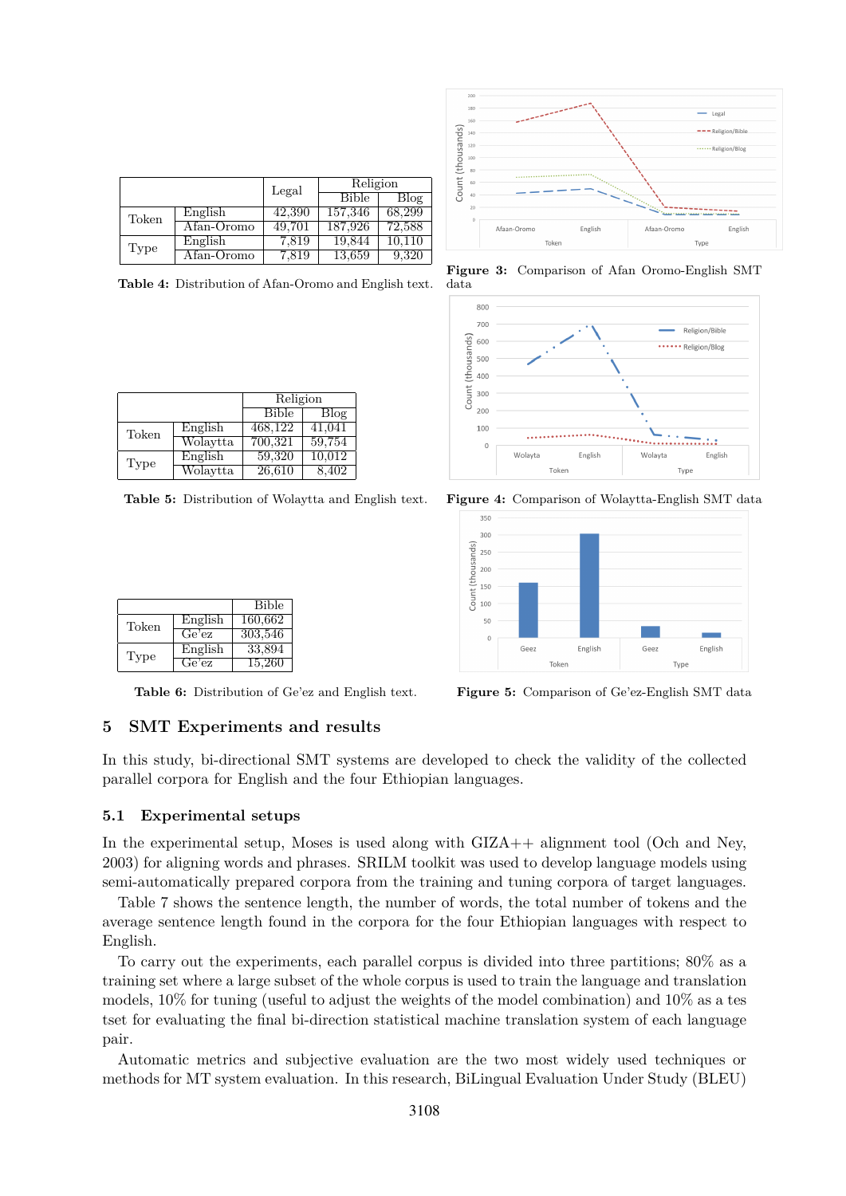|  |  | Legal | Religion |  |
|---|---|---|---|---|
|  |  |  | Bible | Blog |
| Token | English | 42,390 | 157,346 | 68,299 |
|  | Afan-Oromo | 49,701 | 187,926 | 72,588 |
| Type | English | 7,819 | 19,844 | 10,110 |
|  | Afan-Oromo | 7,819 | 13,659 | 9,320 |

**Table 4:** Distribution of Afan-Oromo and English text.

**Figure 3:** Comparison of Afan Oromo-English SMT data

|  |  | Religion |  |
|---|---|---|---|
|  |  | Bible | Blog |
| Token | English | 468,122 | 41,041 |
|  | Wolaytta | 700,321 | 59,754 |
| Type | English | 59,320 | 10,012 |
|  | Wolaytta | 26,610 | 8,402 |

**Table 5:** Distribution of Wolaytta and English text.

**Figure 4:** Comparison of Wolaytta-English SMT data

|  |  | Bible |
|---|---|---|
| Token | English | 160,662 |
|  | Ge'ez | 303,546 |
| Type | English | 33,894 |
|  | Ge'ez | 15,260 |

**Table 6:** Distribution of Ge'ez and English text.

**Figure 5:** Comparison of Ge'ez-English SMT data

## 5 SMT Experiments and results

In this study, bi-directional SMT systems are developed to check the validity of the collected parallel corpora for English and the four Ethiopian languages.

### 5.1 Experimental setups

In the experimental setup, Moses is used along with GIZA++ alignment tool (Och and Ney, 2003) for aligning words and phrases. SRILM toolkit was used to develop language models using semi-automatically prepared corpora from the training and tuning corpora of target languages.

Table 7 shows the sentence length, the number of words, the total number of tokens and the average sentence length found in the corpora for the four Ethiopian languages with respect to English.

To carry out the experiments, each parallel corpus is divided into three partitions; 80% as a training set where a large subset of the whole corpus is used to train the language and translation models, 10% for tuning (useful to adjust the weights of the model combination) and 10% as a tes tset for evaluating the final bi-direction statistical machine translation system of each language pair.

Automatic metrics and subjective evaluation are the two most widely used techniques or methods for MT system evaluation. In this research, BiLingual Evaluation Under Study (BLEU)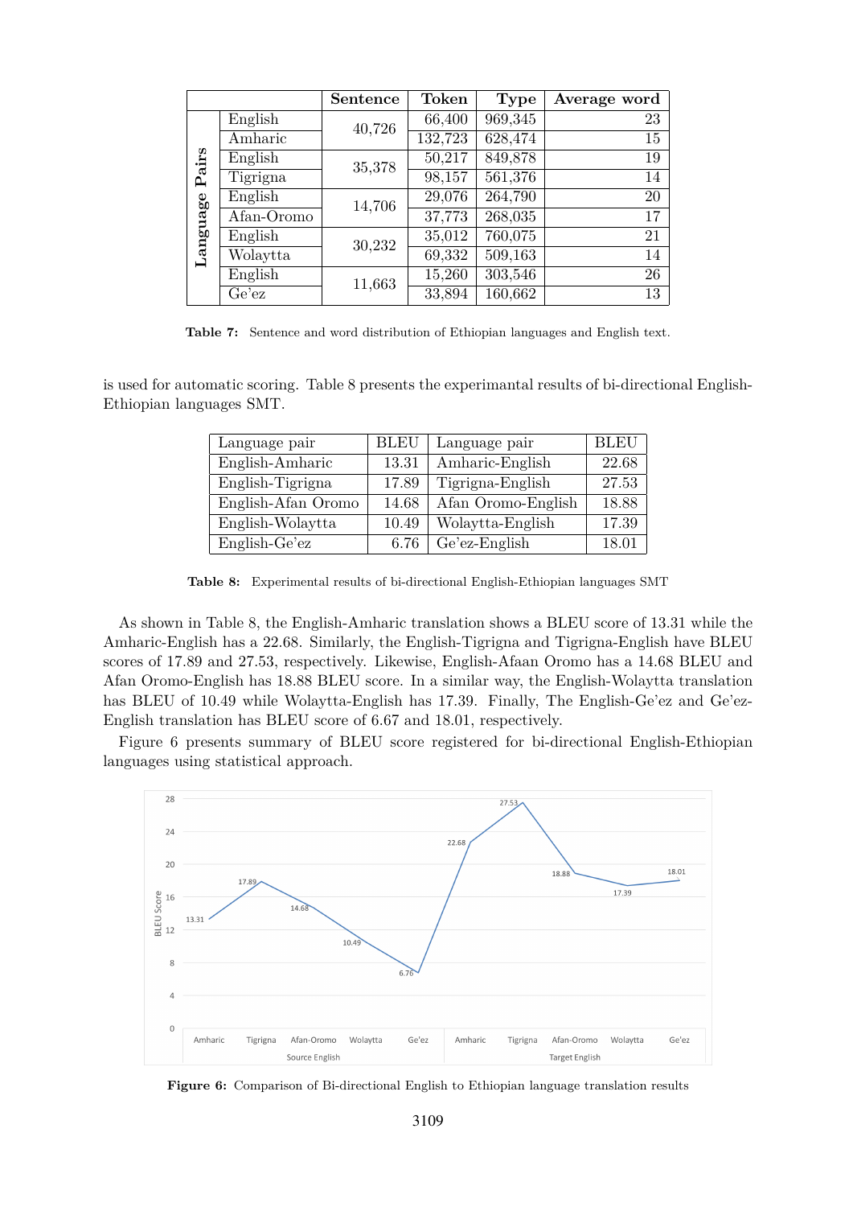|  |  | Sentence | Token | Type | Average word |
|---|---|---|---|---|---|
| Language Pairs | English | 40,726 | 66,400 | 969,345 | 23 |
|  | Amharic |  | 132,723 | 628,474 | 15 |
|  | English | 35,378 | 50,217 | 849,878 | 19 |
|  | Tigrigna |  | 98,157 | 561,376 | 14 |
|  | English | 14,706 | 29,076 | 264,790 | 20 |
|  | Afan-Oromo |  | 37,773 | 268,035 | 17 |
|  | English | 30,232 | 35,012 | 760,075 | 21 |
|  | Wolaytta |  | 69,332 | 509,163 | 14 |
|  | English | 11,663 | 15,260 | 303,546 | 26 |
|  | Ge'ez |  | 33,894 | 160,662 | 13 |

**Table 7:** Sentence and word distribution of Ethiopian languages and English text.

is used for automatic scoring. Table 8 presents the experimantal results of bi-directional English-Ethiopian languages SMT.

| Language pair | BLEU | Language pair | BLEU |
|---|---|---|---|
| English-Amharic | 13.31 | Amharic-English | 22.68 |
| English-Tigrigna | 17.89 | Tigrigna-English | 27.53 |
| English-Afan Oromo | 14.68 | Afan Oromo-English | 18.88 |
| English-Wolaytta | 10.49 | Wolaytta-English | 17.39 |
| English-Ge'ez | 6.76 | Ge'ez-English | 18.01 |

**Table 8:** Experimental results of bi-directional English-Ethiopian languages SMT

As shown in Table 8, the English-Amharic translation shows a BLEU score of 13.31 while the Amharic-English has a 22.68. Similarly, the English-Tigrigna and Tigrigna-English have BLEU scores of 17.89 and 27.53, respectively. Likewise, English-Afaan Oromo has a 14.68 BLEU and Afan Oromo-English has 18.88 BLEU score. In a similar way, the English-Wolaytta translation has BLEU of 10.49 while Wolaytta-English has 17.39. Finally, The English-Ge'ez and Ge'ez-English translation has BLEU score of 6.67 and 18.01, respectively.

Figure 6 presents summary of BLEU score registered for bi-directional English-Ethiopian languages using statistical approach.

**Figure 6:** Comparison of Bi-directional English to Ethiopian language translation results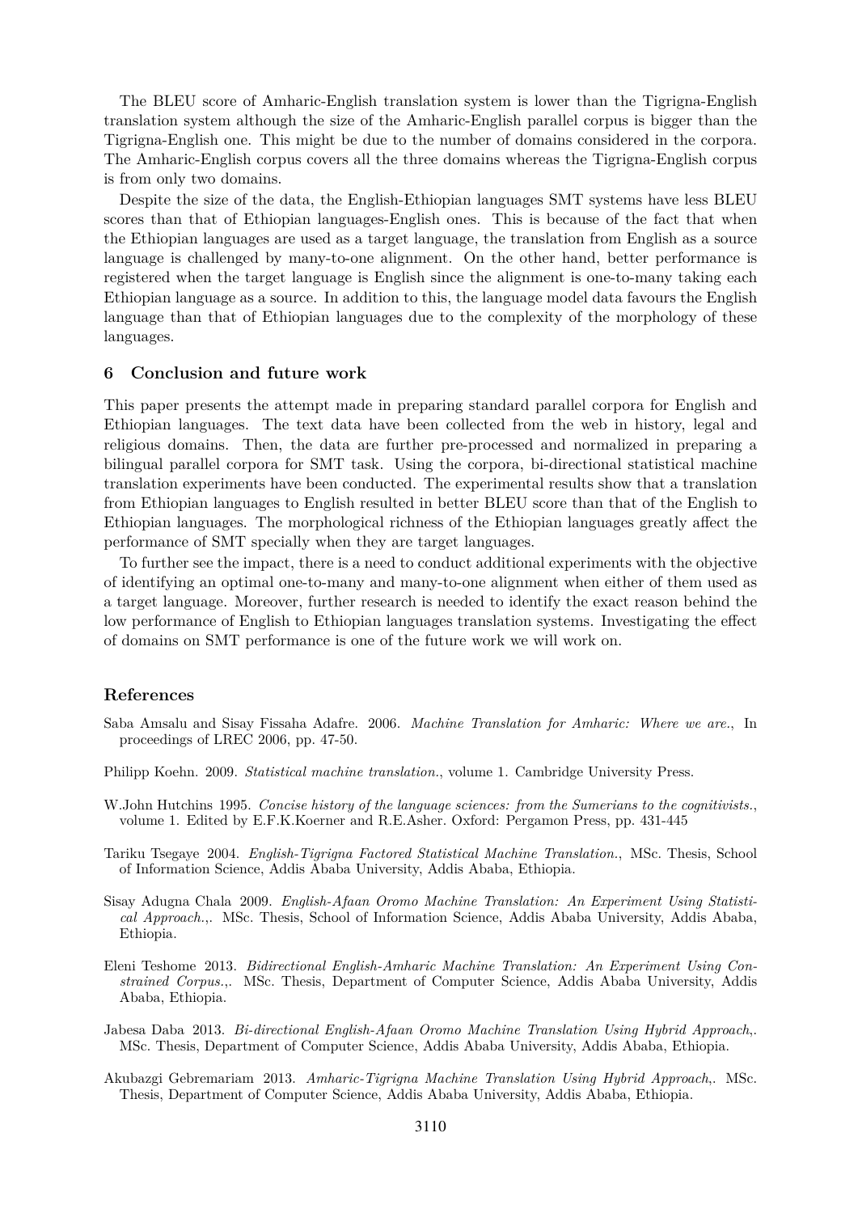The BLEU score of Amharic-English translation system is lower than the Tigrigna-English translation system although the size of the Amharic-English parallel corpus is bigger than the Tigrigna-English one. This might be due to the number of domains considered in the corpora. The Amharic-English corpus covers all the three domains whereas the Tigrigna-English corpus is from only two domains.

Despite the size of the data, the English-Ethiopian languages SMT systems have less BLEU scores than that of Ethiopian languages-English ones. This is because of the fact that when the Ethiopian languages are used as a target language, the translation from English as a source language is challenged by many-to-one alignment. On the other hand, better performance is registered when the target language is English since the alignment is one-to-many taking each Ethiopian language as a source. In addition to this, the language model data favours the English language than that of Ethiopian languages due to the complexity of the morphology of these languages.

## 6 Conclusion and future work

This paper presents the attempt made in preparing standard parallel corpora for English and Ethiopian languages. The text data have been collected from the web in history, legal and religious domains. Then, the data are further pre-processed and normalized in preparing a bilingual parallel corpora for SMT task. Using the corpora, bi-directional statistical machine translation experiments have been conducted. The experimental results show that a translation from Ethiopian languages to English resulted in better BLEU score than that of the English to Ethiopian languages. The morphological richness of the Ethiopian languages greatly affect the performance of SMT specially when they are target languages.

To further see the impact, there is a need to conduct additional experiments with the objective of identifying an optimal one-to-many and many-to-one alignment when either of them used as a target language. Moreover, further research is needed to identify the exact reason behind the low performance of English to Ethiopian languages translation systems. Investigating the effect of domains on SMT performance is one of the future work we will work on.

## References

Saba Amsalu and Sisay Fissaha Adafre. 2006. *Machine Translation for Amharic: Where we are.*, In proceedings of LREC 2006, pp. 47-50.

Philipp Koehn. 2009. *Statistical machine translation.*, volume 1. Cambridge University Press.

W.John Hutchins 1995. *Concise history of the language sciences: from the Sumerians to the cognitivists.*, volume 1. Edited by E.F.K.Koerner and R.E.Asher. Oxford: Pergamon Press, pp. 431-445

Tariku Tsegaye 2004. *English-Tigrigna Factored Statistical Machine Translation.*, MSc. Thesis, School of Information Science, Addis Ababa University, Addis Ababa, Ethiopia.

Sisay Adugna Chala 2009. *English-Afaan Oromo Machine Translation: An Experiment Using Statistical Approach.*,. MSc. Thesis, School of Information Science, Addis Ababa University, Addis Ababa, Ethiopia.

Eleni Teshome 2013. *Bidirectional English-Amharic Machine Translation: An Experiment Using Constrained Corpus.*,. MSc. Thesis, Department of Computer Science, Addis Ababa University, Addis Ababa, Ethiopia.

Jabesa Daba 2013. *Bi-directional English-Afaan Oromo Machine Translation Using Hybrid Approach*,. MSc. Thesis, Department of Computer Science, Addis Ababa University, Addis Ababa, Ethiopia.

Akubazgi Gebremariam 2013. *Amharic-Tigrigna Machine Translation Using Hybrid Approach*,. MSc. Thesis, Department of Computer Science, Addis Ababa University, Addis Ababa, Ethiopia.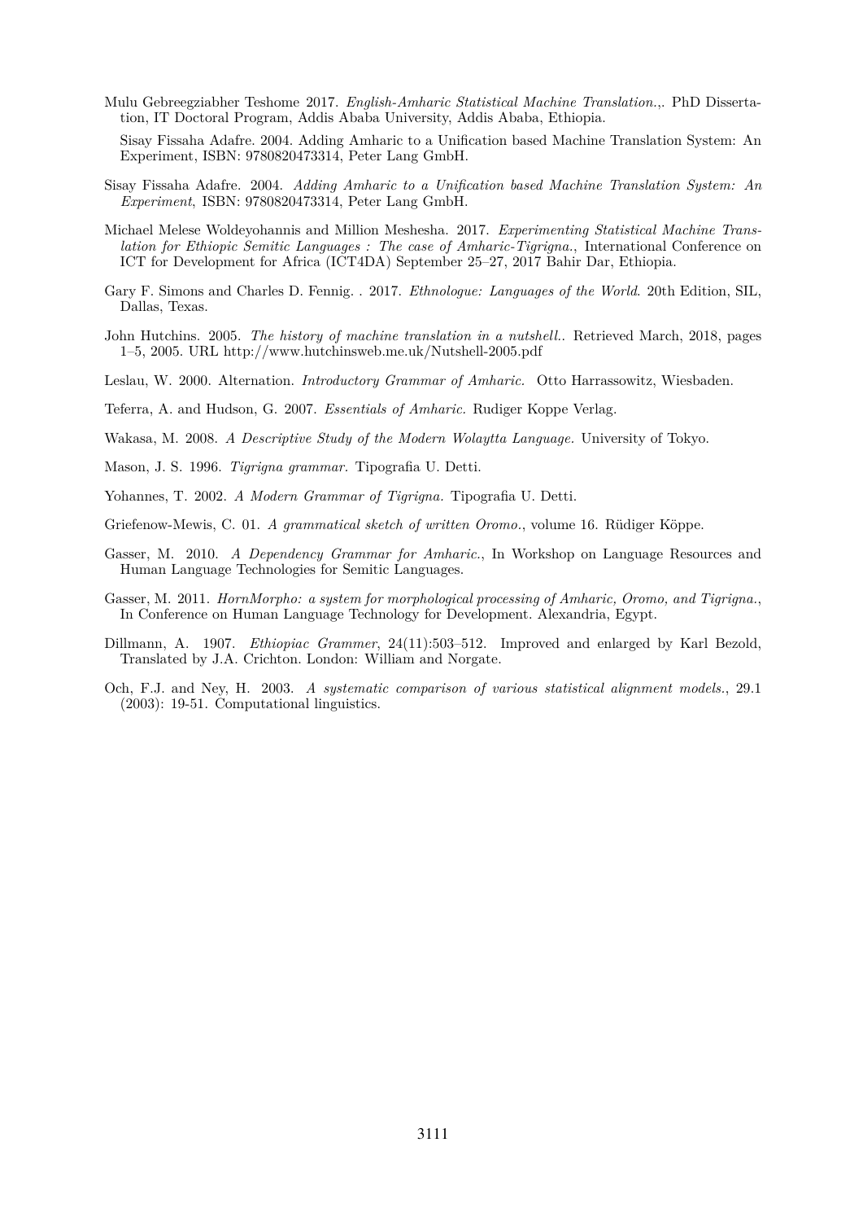Mulu Gebreegziabher Teshome 2017. *English-Amharic Statistical Machine Translation.*,. PhD Dissertation, IT Doctoral Program, Addis Ababa University, Addis Ababa, Ethiopia.

Sisay Fissaha Adafre. 2004. Adding Amharic to a Unification based Machine Translation System: An Experiment, ISBN: 9780820473314, Peter Lang GmbH.

Sisay Fissaha Adafre. 2004. *Adding Amharic to a Unification based Machine Translation System: An Experiment*, ISBN: 9780820473314, Peter Lang GmbH.

Michael Melese Woldeyohannis and Million Meshesha. 2017. *Experimenting Statistical Machine Translation for Ethiopic Semitic Languages : The case of Amharic-Tigrigna.*, International Conference on ICT for Development for Africa (ICT4DA) September 25–27, 2017 Bahir Dar, Ethiopia.

Gary F. Simons and Charles D. Fennig. . 2017. *Ethnologue: Languages of the World*. 20th Edition, SIL, Dallas, Texas.

John Hutchins. 2005. *The history of machine translation in a nutshell.*. Retrieved March, 2018, pages 1–5, 2005. URL http://www.hutchinsweb.me.uk/Nutshell-2005.pdf

Leslau, W. 2000. Alternation. *Introductory Grammar of Amharic.* Otto Harrassowitz, Wiesbaden.

Teferra, A. and Hudson, G. 2007. *Essentials of Amharic.* Rudiger Koppe Verlag.

Wakasa, M. 2008. *A Descriptive Study of the Modern Wolaytta Language.* University of Tokyo.

Mason, J. S. 1996. *Tigrigna grammar.* Tipografia U. Detti.

Yohannes, T. 2002. *A Modern Grammar of Tigrigna.* Tipografia U. Detti.

Griefenow-Mewis, C. 01. *A grammatical sketch of written Oromo.*, volume 16. Rüdiger Köppe.

Gasser, M. 2010. *A Dependency Grammar for Amharic.*, In Workshop on Language Resources and Human Language Technologies for Semitic Languages.

Gasser, M. 2011. *HornMorpho: a system for morphological processing of Amharic, Oromo, and Tigrigna.*, In Conference on Human Language Technology for Development. Alexandria, Egypt.

Dillmann, A. 1907. *Ethiopiac Grammer*, 24(11):503–512. Improved and enlarged by Karl Bezold, Translated by J.A. Crichton. London: William and Norgate.

Och, F.J. and Ney, H. 2003. *A systematic comparison of various statistical alignment models.*, 29.1 (2003): 19-51. Computational linguistics.